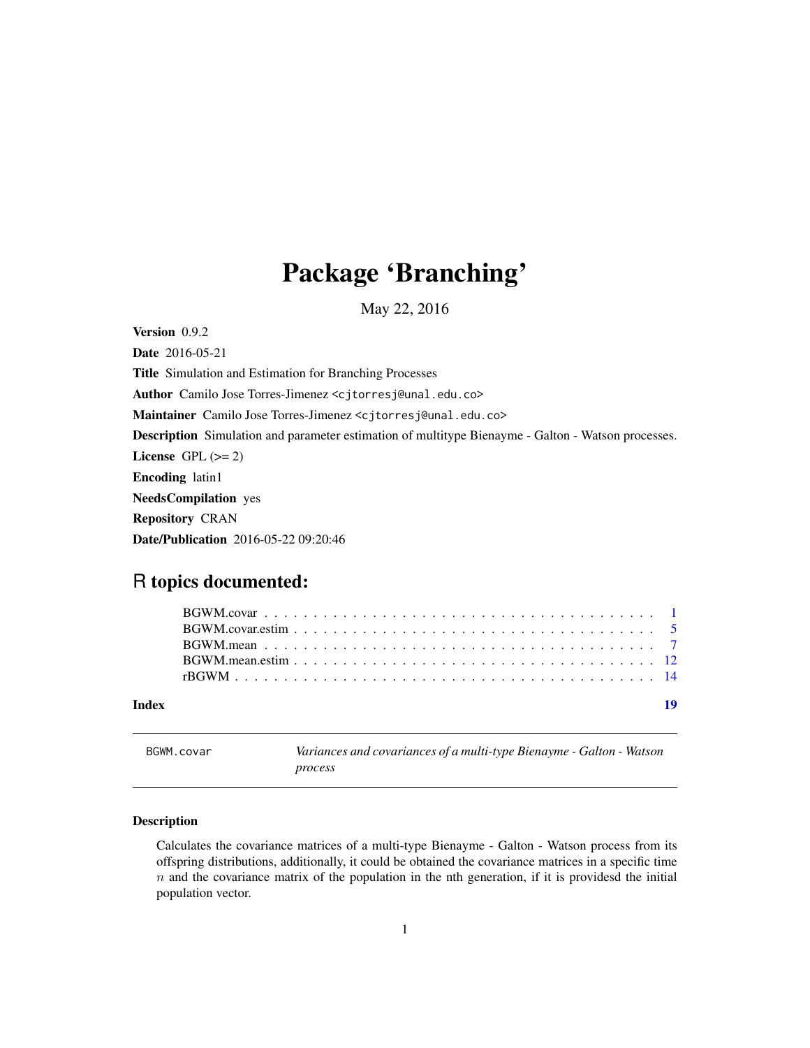# Package 'Branching'

May 22, 2016

**Version** 0.9.2

**Date** 2016-05-21

**Title** Simulation and Estimation for Branching Processes

**Author** Camilo Jose Torres-Jimenez <cjtorresj@unal.edu.co>

**Maintainer** Camilo Jose Torres-Jimenez <cjtorresj@unal.edu.co>

**Description** Simulation and parameter estimation of multitype Bienayme - Galton - Watson processes.

**License** GPL (>= 2)

**Encoding** latin1

**NeedsCompilation** yes

**Repository** CRAN

**Date/Publication** 2016-05-22 09:20:46

## R topics documented:

- BGWM.covar . . . . . . . . . . . . . . . . . . . . . . . . . . . . . . . . . . . . . . . . 1
- BGWM.covar.estim . . . . . . . . . . . . . . . . . . . . . . . . . . . . . . . . . . . . . 5
- BGWM.mean . . . . . . . . . . . . . . . . . . . . . . . . . . . . . . . . . . . . . . . . 7
- BGWM.mean.estim . . . . . . . . . . . . . . . . . . . . . . . . . . . . . . . . . . . . . 12
- rBGWM . . . . . . . . . . . . . . . . . . . . . . . . . . . . . . . . . . . . . . . . . . 14

**Index** 19

---

BGWM.covar — *Variances and covariances of a multi-type Bienayme - Galton - Watson process*

---

### Description

Calculates the covariance matrices of a multi-type Bienayme - Galton - Watson process from its offspring distributions, additionally, it could be obtained the covariance matrices in a specific time $n$ and the covariance matrix of the population in the nth generation, if it is providesd the initial population vector.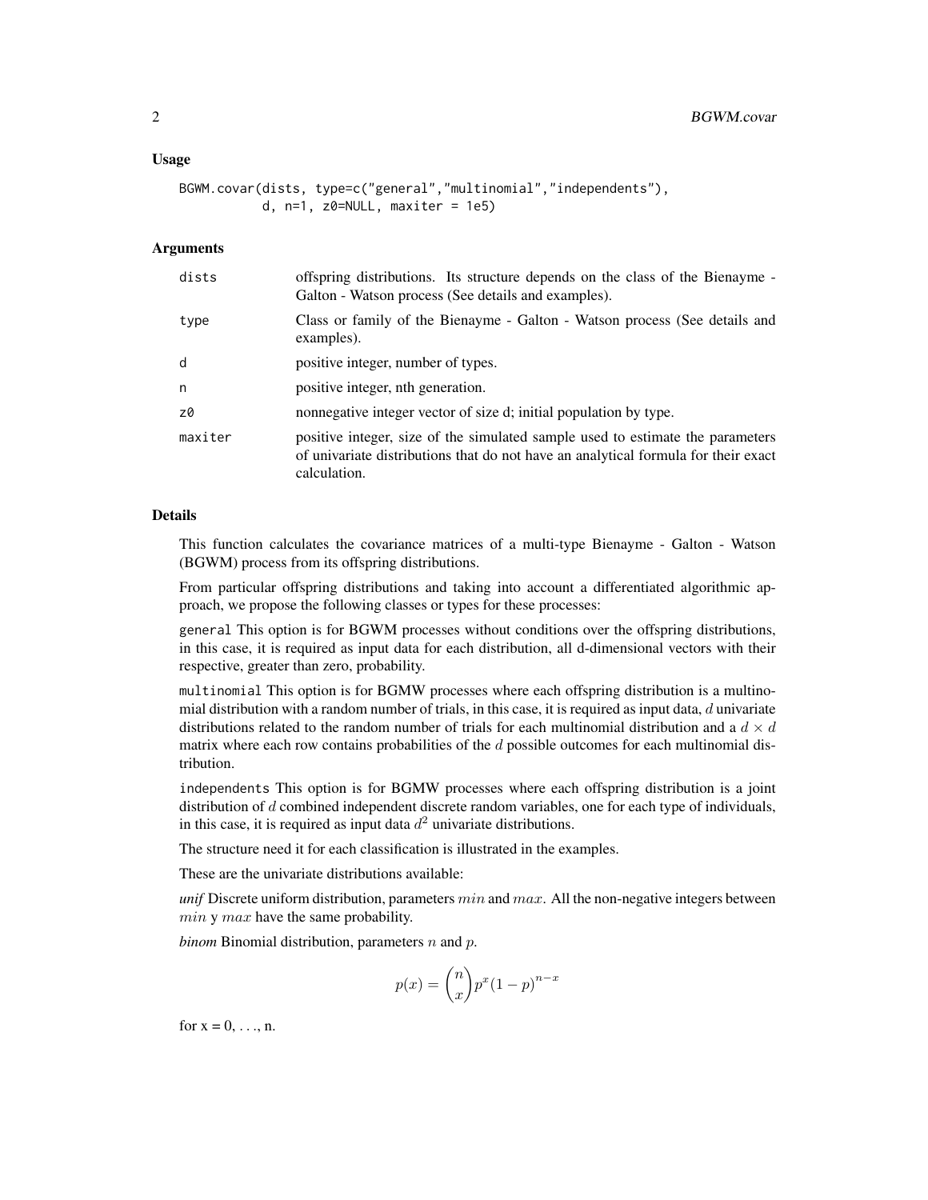### Usage

```
BGWM.covar(dists, type=c("general","multinomial","independents"),
           d, n=1, z0=NULL, maxiter = 1e5)
```

### Arguments

| | |
|---|---|
| dists | offspring distributions. Its structure depends on the class of the Bienayme - Galton - Watson process (See details and examples). |
| type | Class or family of the Bienayme - Galton - Watson process (See details and examples). |
| d | positive integer, number of types. |
| n | positive integer, nth generation. |
| z0 | nonnegative integer vector of size d; initial population by type. |
| maxiter | positive integer, size of the simulated sample used to estimate the parameters of univariate distributions that do not have an analytical formula for their exact calculation. |

### Details

This function calculates the covariance matrices of a multi-type Bienayme - Galton - Watson (BGWM) process from its offspring distributions.

From particular offspring distributions and taking into account a differentiated algorithmic approach, we propose the following classes or types for these processes:

`general` This option is for BGWM processes without conditions over the offspring distributions, in this case, it is required as input data for each distribution, all d-dimensional vectors with their respective, greater than zero, probability.

`multinomial` This option is for BGMW processes where each offspring distribution is a multinomial distribution with a random number of trials, in this case, it is required as input data, $d$ univariate distributions related to the random number of trials for each multinomial distribution and a $d \times d$ matrix where each row contains probabilities of the $d$ possible outcomes for each multinomial distribution.

`independents` This option is for BGMW processes where each offspring distribution is a joint distribution of $d$ combined independent discrete random variables, one for each type of individuals, in this case, it is required as input data $d^2$ univariate distributions.

The structure need it for each classification is illustrated in the examples.

These are the univariate distributions available:

*unif* Discrete uniform distribution, parameters $min$ and $max$. All the non-negative integers between $min$ y $max$ have the same probability.

*binom* Binomial distribution, parameters $n$ and $p$.

$$p(x) = \binom{n}{x} p^x (1-p)^{n-x}$$

for x = 0, . . ., n.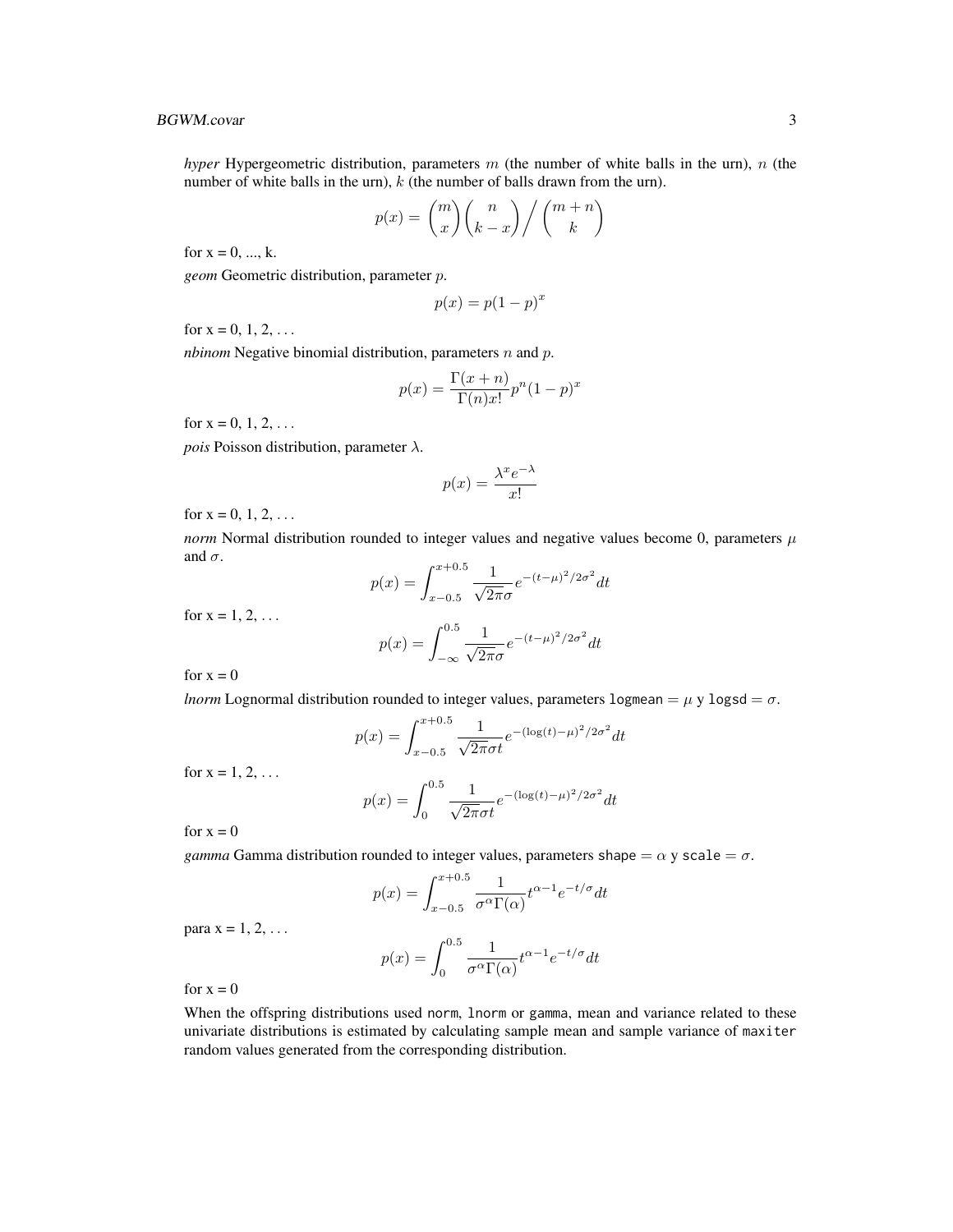*hyper* Hypergeometric distribution, parameters $m$ (the number of white balls in the urn), $n$ (the number of white balls in the urn), $k$ (the number of balls drawn from the urn).

$$p(x) = \binom{m}{x}\binom{n}{k-x} \Big/ \binom{m+n}{k}$$

for x = 0, ..., k.

*geom* Geometric distribution, parameter $p$.

$$p(x) = p(1-p)^x$$

for x = 0, 1, 2, ...

*nbinom* Negative binomial distribution, parameters $n$ and $p$.

$$p(x) = \frac{\Gamma(x+n)}{\Gamma(n)x!} p^n (1-p)^x$$

for x = 0, 1, 2, ...

*pois* Poisson distribution, parameter $\lambda$.

$$p(x) = \frac{\lambda^x e^{-\lambda}}{x!}$$

for x = 0, 1, 2, ...

*norm* Normal distribution rounded to integer values and negative values become 0, parameters $\mu$ and $\sigma$.

$$p(x) = \int_{x-0.5}^{x+0.5} \frac{1}{\sqrt{2\pi}\sigma} e^{-(t-\mu)^2/2\sigma^2} dt$$

for x = 1, 2, ...

$$p(x) = \int_{-\infty}^{0.5} \frac{1}{\sqrt{2\pi}\sigma} e^{-(t-\mu)^2/2\sigma^2} dt$$

for x = 0

*lnorm* Lognormal distribution rounded to integer values, parameters `logmean` $= \mu$ y `logsd` $= \sigma$.

$$p(x) = \int_{x-0.5}^{x+0.5} \frac{1}{\sqrt{2\pi}\sigma t} e^{-(\log(t)-\mu)^2/2\sigma^2} dt$$

for x = 1, 2, ...

$$p(x) = \int_{0}^{0.5} \frac{1}{\sqrt{2\pi}\sigma t} e^{-(\log(t)-\mu)^2/2\sigma^2} dt$$

for x = 0

*gamma* Gamma distribution rounded to integer values, parameters `shape` $= \alpha$ y `scale` $= \sigma$.

$$p(x) = \int_{x-0.5}^{x+0.5} \frac{1}{\sigma^\alpha \Gamma(\alpha)} t^{\alpha-1} e^{-t/\sigma} dt$$

para x = 1, 2, ...

$$p(x) = \int_{0}^{0.5} \frac{1}{\sigma^\alpha \Gamma(\alpha)} t^{\alpha-1} e^{-t/\sigma} dt$$

for x = 0

When the offspring distributions used `norm`, `lnorm` or `gamma`, mean and variance related to these univariate distributions is estimated by calculating sample mean and sample variance of `maxiter` random values generated from the corresponding distribution.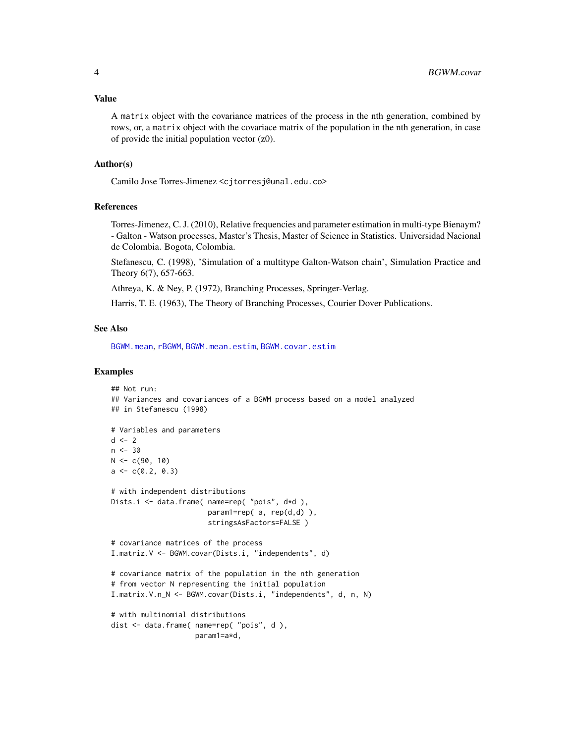### Value

A `matrix` object with the covariance matrices of the process in the nth generation, combined by rows, or, a `matrix` object with the covariace matrix of the population in the nth generation, in case of provide the initial population vector (z0).

### Author(s)

Camilo Jose Torres-Jimenez <cjtorresj@unal.edu.co>

### References

Torres-Jimenez, C. J. (2010), Relative frequencies and parameter estimation in multi-type Bienaym? - Galton - Watson processes, Master's Thesis, Master of Science in Statistics. Universidad Nacional de Colombia. Bogota, Colombia.

Stefanescu, C. (1998), 'Simulation of a multitype Galton-Watson chain', Simulation Practice and Theory 6(7), 657-663.

Athreya, K. & Ney, P. (1972), Branching Processes, Springer-Verlag.

Harris, T. E. (1963), The Theory of Branching Processes, Courier Dover Publications.

### See Also

BGWM.mean, rBGWM, BGWM.mean.estim, BGWM.covar.estim

### Examples

```
## Not run:
## Variances and covariances of a BGWM process based on a model analyzed
## in Stefanescu (1998)

# Variables and parameters
d <- 2
n <- 30
N <- c(90, 10)
a <- c(0.2, 0.3)

# with independent distributions
Dists.i <- data.frame( name=rep( "pois", d*d ),
                       param1=rep( a, rep(d,d) ),
                       stringsAsFactors=FALSE )

# covariance matrices of the process
I.matriz.V <- BGWM.covar(Dists.i, "independents", d)

# covariance matrix of the population in the nth generation
# from vector N representing the initial population
I.matrix.V.n_N <- BGWM.covar(Dists.i, "independents", d, n, N)

# with multinomial distributions
dist <- data.frame( name=rep( "pois", d ),
                    param1=a*d,
```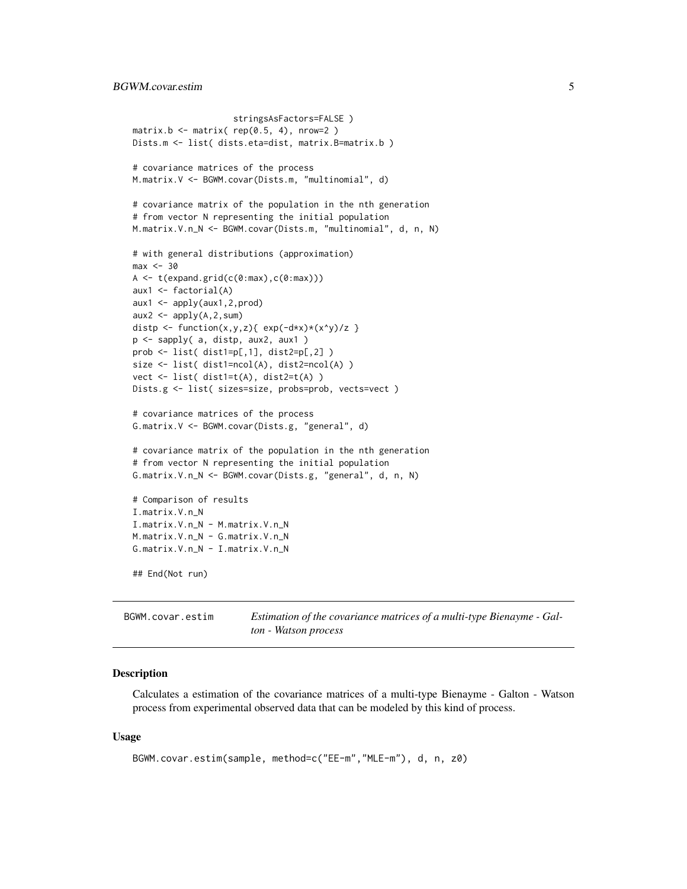```
                      stringsAsFactors=FALSE )
matrix.b <- matrix( rep(0.5, 4), nrow=2 )
Dists.m <- list( dists.eta=dist, matrix.B=matrix.b )

# covariance matrices of the process
M.matrix.V <- BGWM.covar(Dists.m, "multinomial", d)

# covariance matrix of the population in the nth generation
# from vector N representing the initial population
M.matrix.V.n_N <- BGWM.covar(Dists.m, "multinomial", d, n, N)

# with general distributions (approximation)
max <- 30
A <- t(expand.grid(c(0:max),c(0:max)))
aux1 <- factorial(A)
aux1 <- apply(aux1,2,prod)
aux2 <- apply(A,2,sum)
distp <- function(x,y,z){ exp(-d*x)*(x^y)/z }
p <- sapply( a, distp, aux2, aux1 )
prob <- list( dist1=p[,1], dist2=p[,2] )
size <- list( dist1=ncol(A), dist2=ncol(A) )
vect <- list( dist1=t(A), dist2=t(A) )
Dists.g <- list( sizes=size, probs=prob, vects=vect )

# covariance matrices of the process
G.matrix.V <- BGWM.covar(Dists.g, "general", d)

# covariance matrix of the population in the nth generation
# from vector N representing the initial population
G.matrix.V.n_N <- BGWM.covar(Dists.g, "general", d, n, N)

# Comparison of results
I.matrix.V.n_N
I.matrix.V.n_N - M.matrix.V.n_N
M.matrix.V.n_N - G.matrix.V.n_N
G.matrix.V.n_N - I.matrix.V.n_N

## End(Not run)
```

## BGWM.covar.estim — *Estimation of the covariance matrices of a multi-type Bienayme - Galton - Watson process*

### Description

Calculates a estimation of the covariance matrices of a multi-type Bienayme - Galton - Watson process from experimental observed data that can be modeled by this kind of process.

### Usage

```
BGWM.covar.estim(sample, method=c("EE-m","MLE-m"), d, n, z0)
```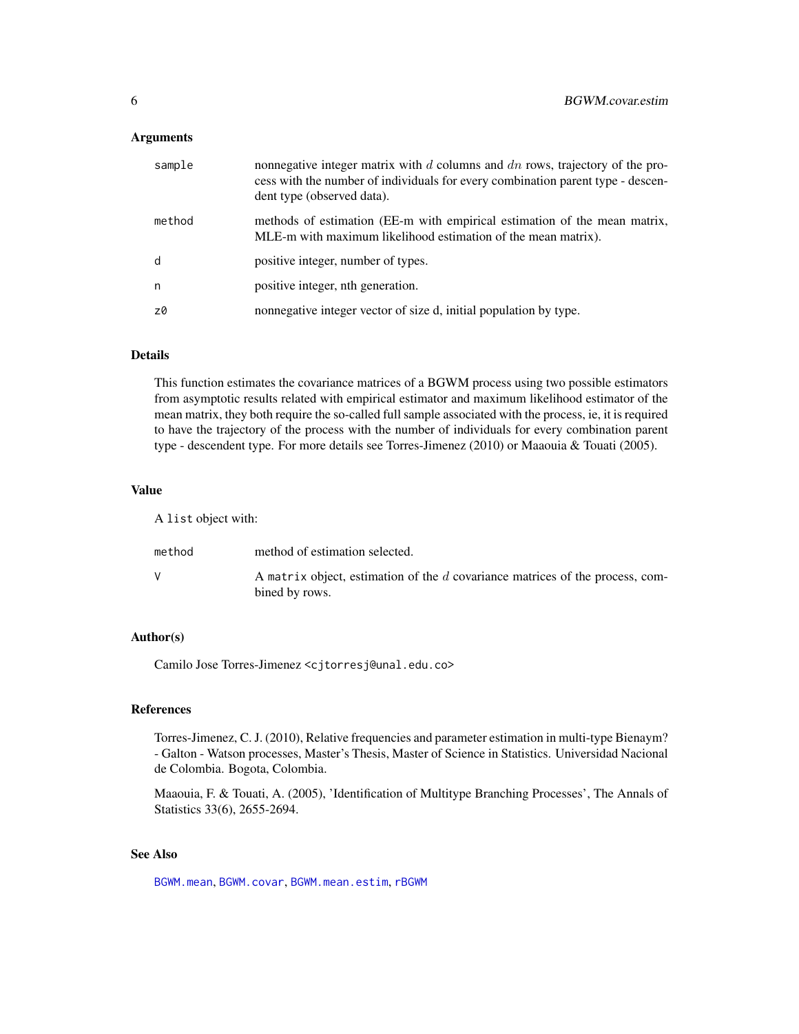### Arguments

| | |
|---|---|
| `sample` | nonnegative integer matrix with $d$ columns and $dn$ rows, trajectory of the process with the number of individuals for every combination parent type - descendent type (observed data). |
| `method` | methods of estimation (EE-m with empirical estimation of the mean matrix, MLE-m with maximum likelihood estimation of the mean matrix). |
| `d` | positive integer, number of types. |
| `n` | positive integer, nth generation. |
| `z0` | nonnegative integer vector of size d, initial population by type. |

### Details

This function estimates the covariance matrices of a BGWM process using two possible estimators from asymptotic results related with empirical estimator and maximum likelihood estimator of the mean matrix, they both require the so-called full sample associated with the process, ie, it is required to have the trajectory of the process with the number of individuals for every combination parent type - descendent type. For more details see Torres-Jimenez (2010) or Maaouia & Touati (2005).

### Value

A `list` object with:

| | |
|---|---|
| `method` | method of estimation selected. |
| `V` | A `matrix` object, estimation of the $d$ covariance matrices of the process, combined by rows. |

### Author(s)

Camilo Jose Torres-Jimenez <cjtorresj@unal.edu.co>

### References

Torres-Jimenez, C. J. (2010), Relative frequencies and parameter estimation in multi-type Bienaym? - Galton - Watson processes, Master's Thesis, Master of Science in Statistics. Universidad Nacional de Colombia. Bogota, Colombia.

Maaouia, F. & Touati, A. (2005), 'Identification of Multitype Branching Processes', The Annals of Statistics 33(6), 2655-2694.

### See Also

`BGWM.mean`, `BGWM.covar`, `BGWM.mean.estim`, `rBGWM`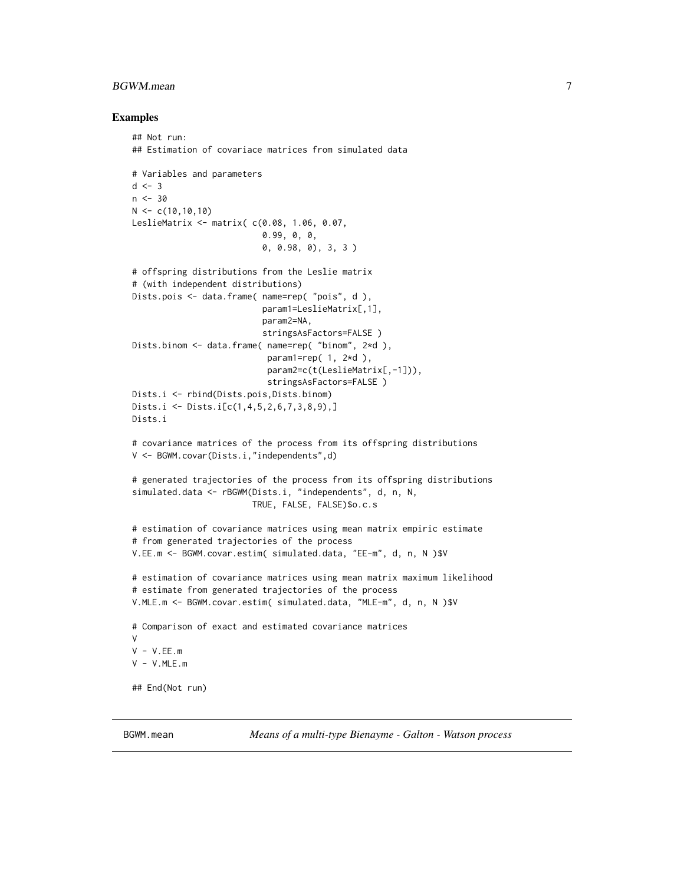## Examples

```
## Not run:
## Estimation of covariace matrices from simulated data

# Variables and parameters
d <- 3
n <- 30
N <- c(10,10,10)
LeslieMatrix <- matrix( c(0.08, 1.06, 0.07,
                          0.99, 0, 0,
                          0, 0.98, 0), 3, 3 )

# offspring distributions from the Leslie matrix
# (with independent distributions)
Dists.pois <- data.frame( name=rep( "pois", d ),
                          param1=LeslieMatrix[,1],
                          param2=NA,
                          stringsAsFactors=FALSE )
Dists.binom <- data.frame( name=rep( "binom", 2*d ),
                           param1=rep( 1, 2*d ),
                           param2=c(t(LeslieMatrix[,-1])),
                           stringsAsFactors=FALSE )
Dists.i <- rbind(Dists.pois,Dists.binom)
Dists.i <- Dists.i[c(1,4,5,2,6,7,3,8,9),]
Dists.i

# covariance matrices of the process from its offspring distributions
V <- BGWM.covar(Dists.i,"independents",d)

# generated trajectories of the process from its offspring distributions
simulated.data <- rBGWM(Dists.i, "independents", d, n, N,
                        TRUE, FALSE, FALSE)$o.c.s

# estimation of covariance matrices using mean matrix empiric estimate
# from generated trajectories of the process
V.EE.m <- BGWM.covar.estim( simulated.data, "EE-m", d, n, N )$V

# estimation of covariance matrices using mean matrix maximum likelihood
# estimate from generated trajectories of the process
V.MLE.m <- BGWM.covar.estim( simulated.data, "MLE-m", d, n, N )$V

# Comparison of exact and estimated covariance matrices
V
V - V.EE.m
V - V.MLE.m

## End(Not run)
```

---

BGWM.mean *Means of a multi-type Bienayme - Galton - Watson process*

---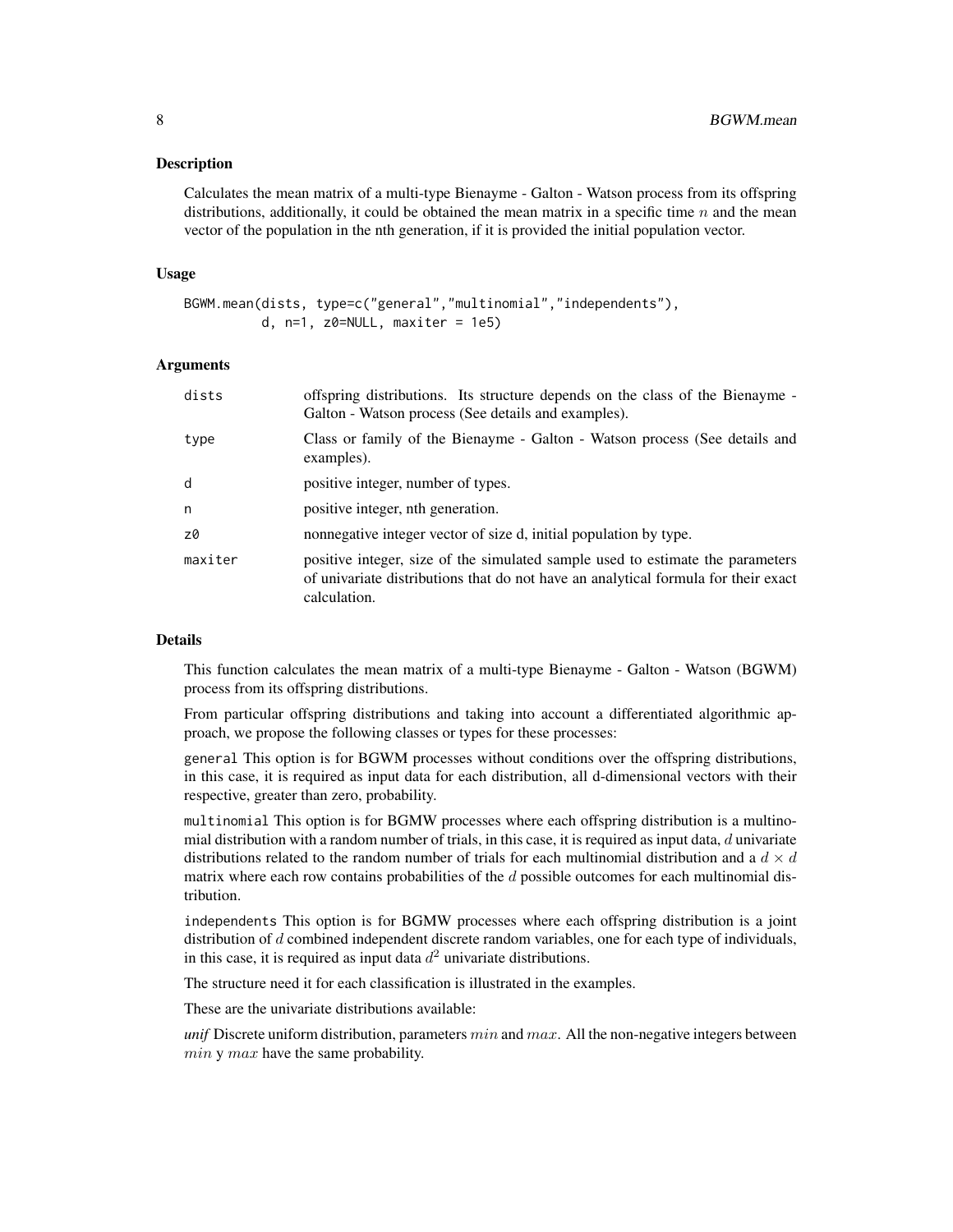## Description

Calculates the mean matrix of a multi-type Bienayme - Galton - Watson process from its offspring distributions, additionally, it could be obtained the mean matrix in a specific time $n$ and the mean vector of the population in the nth generation, if it is provided the initial population vector.

## Usage

```
BGWM.mean(dists, type=c("general","multinomial","independents"),
          d, n=1, z0=NULL, maxiter = 1e5)
```

## Arguments

| | |
|---|---|
| dists | offspring distributions. Its structure depends on the class of the Bienayme - Galton - Watson process (See details and examples). |
| type | Class or family of the Bienayme - Galton - Watson process (See details and examples). |
| d | positive integer, number of types. |
| n | positive integer, nth generation. |
| z0 | nonnegative integer vector of size d, initial population by type. |
| maxiter | positive integer, size of the simulated sample used to estimate the parameters of univariate distributions that do not have an analytical formula for their exact calculation. |

## Details

This function calculates the mean matrix of a multi-type Bienayme - Galton - Watson (BGWM) process from its offspring distributions.

From particular offspring distributions and taking into account a differentiated algorithmic approach, we propose the following classes or types for these processes:

general This option is for BGWM processes without conditions over the offspring distributions, in this case, it is required as input data for each distribution, all d-dimensional vectors with their respective, greater than zero, probability.

multinomial This option is for BGMW processes where each offspring distribution is a multinomial distribution with a random number of trials, in this case, it is required as input data, $d$ univariate distributions related to the random number of trials for each multinomial distribution and a $d \times d$ matrix where each row contains probabilities of the $d$ possible outcomes for each multinomial distribution.

independents This option is for BGMW processes where each offspring distribution is a joint distribution of $d$ combined independent discrete random variables, one for each type of individuals, in this case, it is required as input data $d^2$ univariate distributions.

The structure need it for each classification is illustrated in the examples.

These are the univariate distributions available:

*unif* Discrete uniform distribution, parameters $min$ and $max$. All the non-negative integers between $min$ y $max$ have the same probability.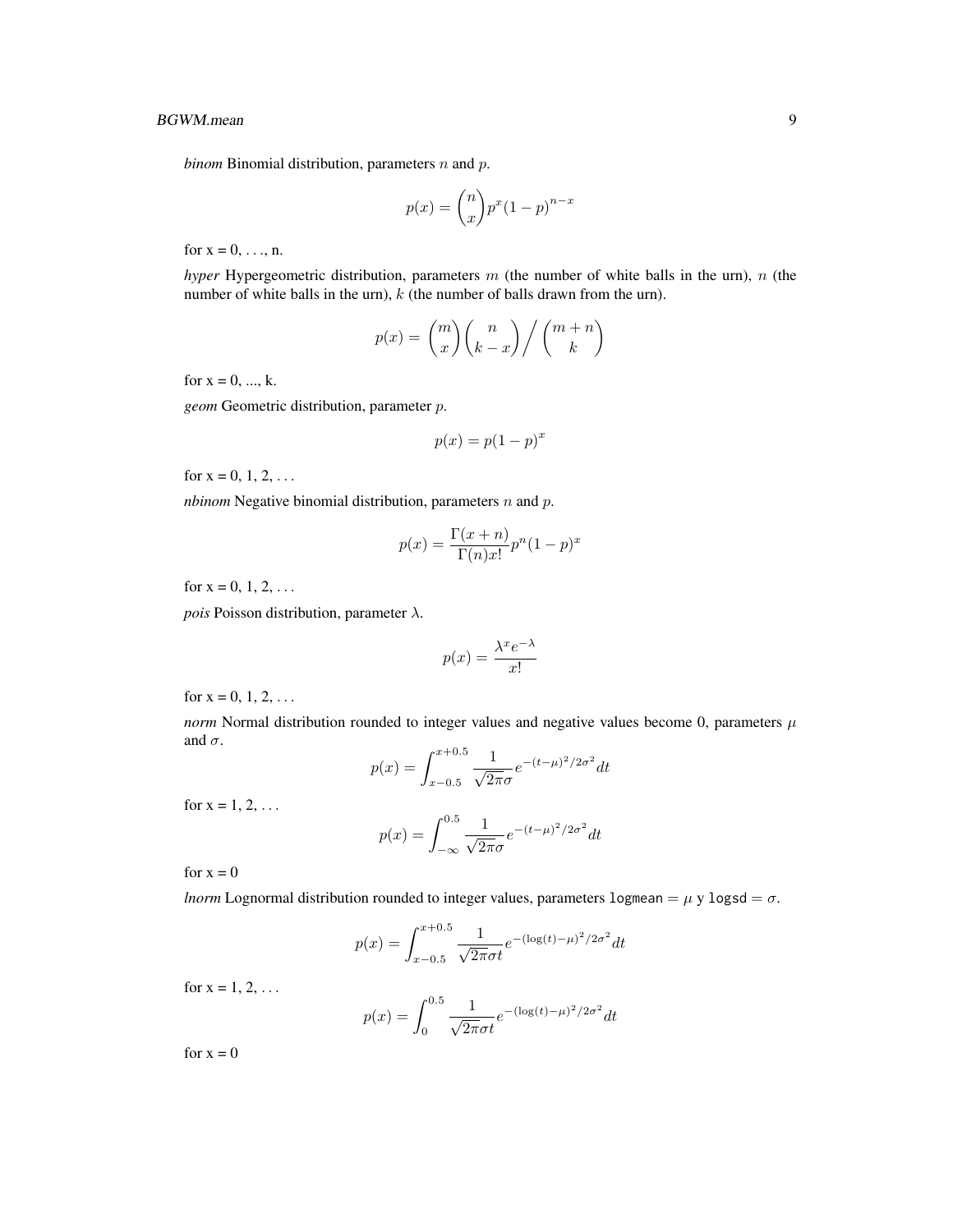*binom* Binomial distribution, parameters $n$ and $p$.

$$p(x) = \binom{n}{x} p^x (1-p)^{n-x}$$

for x = 0, . . ., n.

*hyper* Hypergeometric distribution, parameters $m$ (the number of white balls in the urn), $n$ (the number of white balls in the urn), $k$ (the number of balls drawn from the urn).

$$p(x) = \binom{m}{x} \binom{n}{k-x} \bigg/ \binom{m+n}{k}$$

for x = 0, ..., k.

*geom* Geometric distribution, parameter $p$.

$$p(x) = p(1-p)^x$$

for x = 0, 1, 2, . . .

*nbinom* Negative binomial distribution, parameters $n$ and $p$.

$$p(x) = \frac{\Gamma(x+n)}{\Gamma(n) x!} p^n (1-p)^x$$

for x = 0, 1, 2, . . .

*pois* Poisson distribution, parameter $\lambda$.

$$p(x) = \frac{\lambda^x e^{-\lambda}}{x!}$$

for x = 0, 1, 2, . . .

*norm* Normal distribution rounded to integer values and negative values become 0, parameters $\mu$ and $\sigma$.

$$p(x) = \int_{x-0.5}^{x+0.5} \frac{1}{\sqrt{2\pi}\sigma} e^{-(t-\mu)^2/2\sigma^2} dt$$

for x = 1, 2, . . .

$$p(x) = \int_{-\infty}^{0.5} \frac{1}{\sqrt{2\pi}\sigma} e^{-(t-\mu)^2/2\sigma^2} dt$$

for x = 0

*lnorm* Lognormal distribution rounded to integer values, parameters `logmean` $= \mu$ y `logsd` $= \sigma$.

$$p(x) = \int_{x-0.5}^{x+0.5} \frac{1}{\sqrt{2\pi}\sigma t} e^{-(\log(t)-\mu)^2/2\sigma^2} dt$$

for x = 1, 2, . . .

$$p(x) = \int_{0}^{0.5} \frac{1}{\sqrt{2\pi}\sigma t} e^{-(\log(t)-\mu)^2/2\sigma^2} dt$$

for x = 0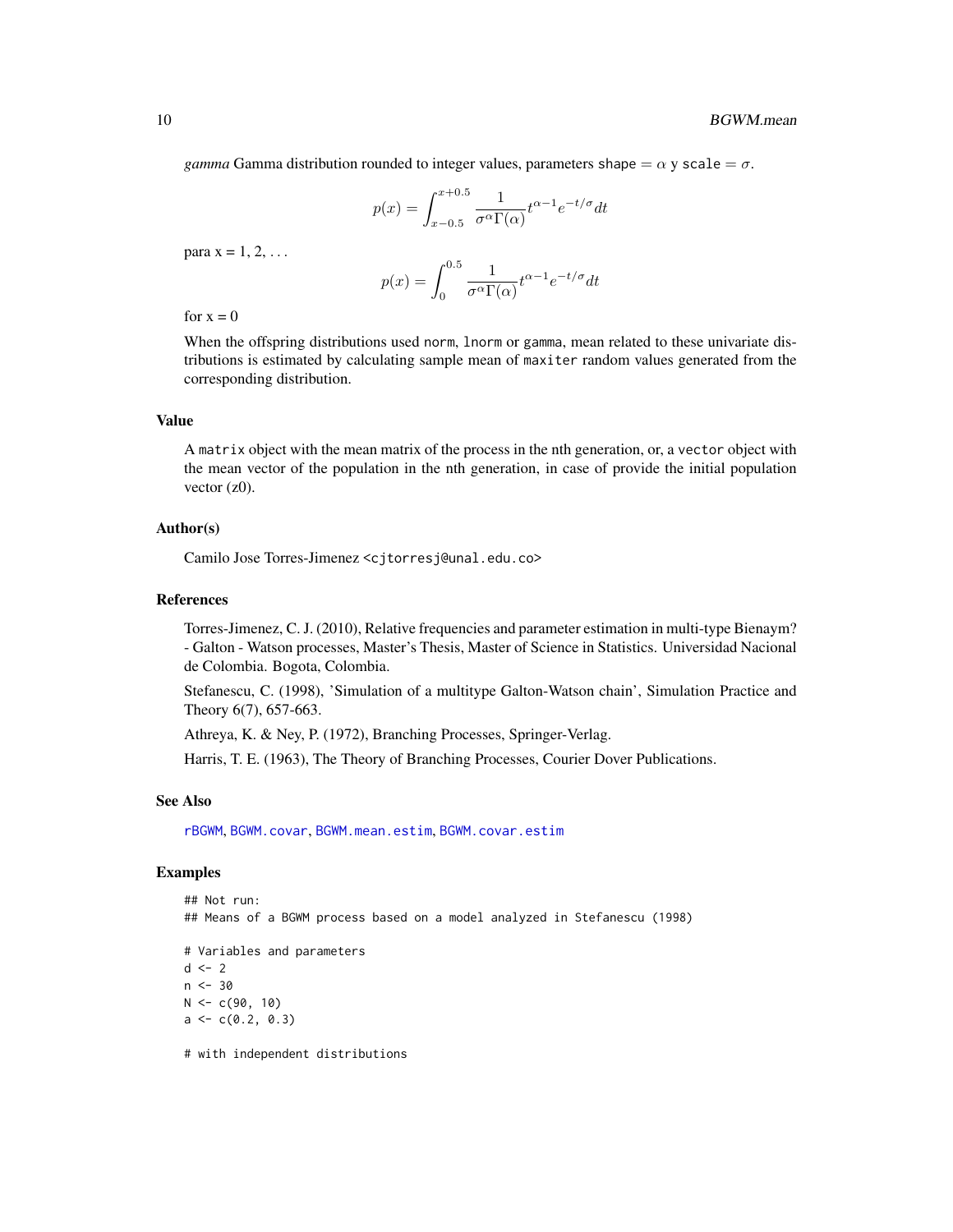*gamma* Gamma distribution rounded to integer values, parameters `shape` $= \alpha$ y `scale` $= \sigma$.

$$p(x) = \int_{x-0.5}^{x+0.5} \frac{1}{\sigma^{\alpha}\Gamma(\alpha)} t^{\alpha-1} e^{-t/\sigma} dt$$

para x = 1, 2, ...

$$p(x) = \int_{0}^{0.5} \frac{1}{\sigma^{\alpha}\Gamma(\alpha)} t^{\alpha-1} e^{-t/\sigma} dt$$

for x = 0

When the offspring distributions used `norm`, `lnorm` or `gamma`, mean related to these univariate distributions is estimated by calculating sample mean of `maxiter` random values generated from the corresponding distribution.

## Value

A `matrix` object with the mean matrix of the process in the nth generation, or, a `vector` object with the mean vector of the population in the nth generation, in case of provide the initial population vector (z0).

## Author(s)

Camilo Jose Torres-Jimenez <cjtorresj@unal.edu.co>

## References

Torres-Jimenez, C. J. (2010), Relative frequencies and parameter estimation in multi-type Bienaym? - Galton - Watson processes, Master's Thesis, Master of Science in Statistics. Universidad Nacional de Colombia. Bogota, Colombia.

Stefanescu, C. (1998), 'Simulation of a multitype Galton-Watson chain', Simulation Practice and Theory 6(7), 657-663.

Athreya, K. & Ney, P. (1972), Branching Processes, Springer-Verlag.

Harris, T. E. (1963), The Theory of Branching Processes, Courier Dover Publications.

## See Also

`rBGWM`, `BGWM.covar`, `BGWM.mean.estim`, `BGWM.covar.estim`

## Examples

```
## Not run:
## Means of a BGWM process based on a model analyzed in Stefanescu (1998)

# Variables and parameters
d <- 2
n <- 30
N <- c(90, 10)
a <- c(0.2, 0.3)

# with independent distributions
```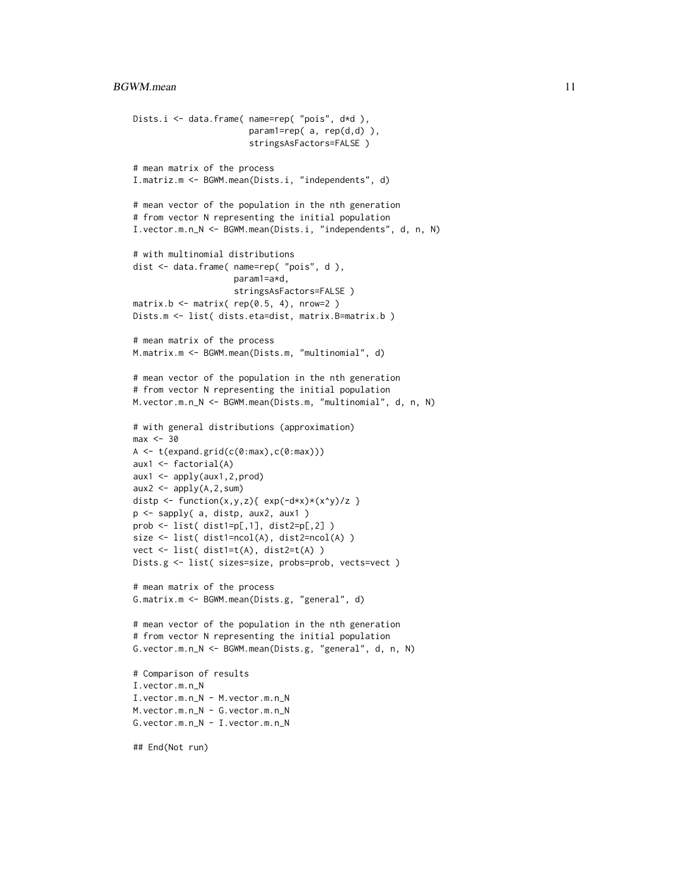```
Dists.i <- data.frame( name=rep( "pois", d*d ),
                       param1=rep( a, rep(d,d) ),
                       stringsAsFactors=FALSE )

# mean matrix of the process
I.matriz.m <- BGWM.mean(Dists.i, "independents", d)

# mean vector of the population in the nth generation
# from vector N representing the initial population
I.vector.m.n_N <- BGWM.mean(Dists.i, "independents", d, n, N)

# with multinomial distributions
dist <- data.frame( name=rep( "pois", d ),
                    param1=a*d,
                    stringsAsFactors=FALSE )
matrix.b <- matrix( rep(0.5, 4), nrow=2 )
Dists.m <- list( dists.eta=dist, matrix.B=matrix.b )

# mean matrix of the process
M.matrix.m <- BGWM.mean(Dists.m, "multinomial", d)

# mean vector of the population in the nth generation
# from vector N representing the initial population
M.vector.m.n_N <- BGWM.mean(Dists.m, "multinomial", d, n, N)

# with general distributions (approximation)
max <- 30
A <- t(expand.grid(c(0:max),c(0:max)))
aux1 <- factorial(A)
aux1 <- apply(aux1,2,prod)
aux2 <- apply(A,2,sum)
distp <- function(x,y,z){ exp(-d*x)*(x^y)/z }
p <- sapply( a, distp, aux2, aux1 )
prob <- list( dist1=p[,1], dist2=p[,2] )
size <- list( dist1=ncol(A), dist2=ncol(A) )
vect <- list( dist1=t(A), dist2=t(A) )
Dists.g <- list( sizes=size, probs=prob, vects=vect )

# mean matrix of the process
G.matrix.m <- BGWM.mean(Dists.g, "general", d)

# mean vector of the population in the nth generation
# from vector N representing the initial population
G.vector.m.n_N <- BGWM.mean(Dists.g, "general", d, n, N)

# Comparison of results
I.vector.m.n_N
I.vector.m.n_N - M.vector.m.n_N
M.vector.m.n_N - G.vector.m.n_N
G.vector.m.n_N - I.vector.m.n_N

## End(Not run)
```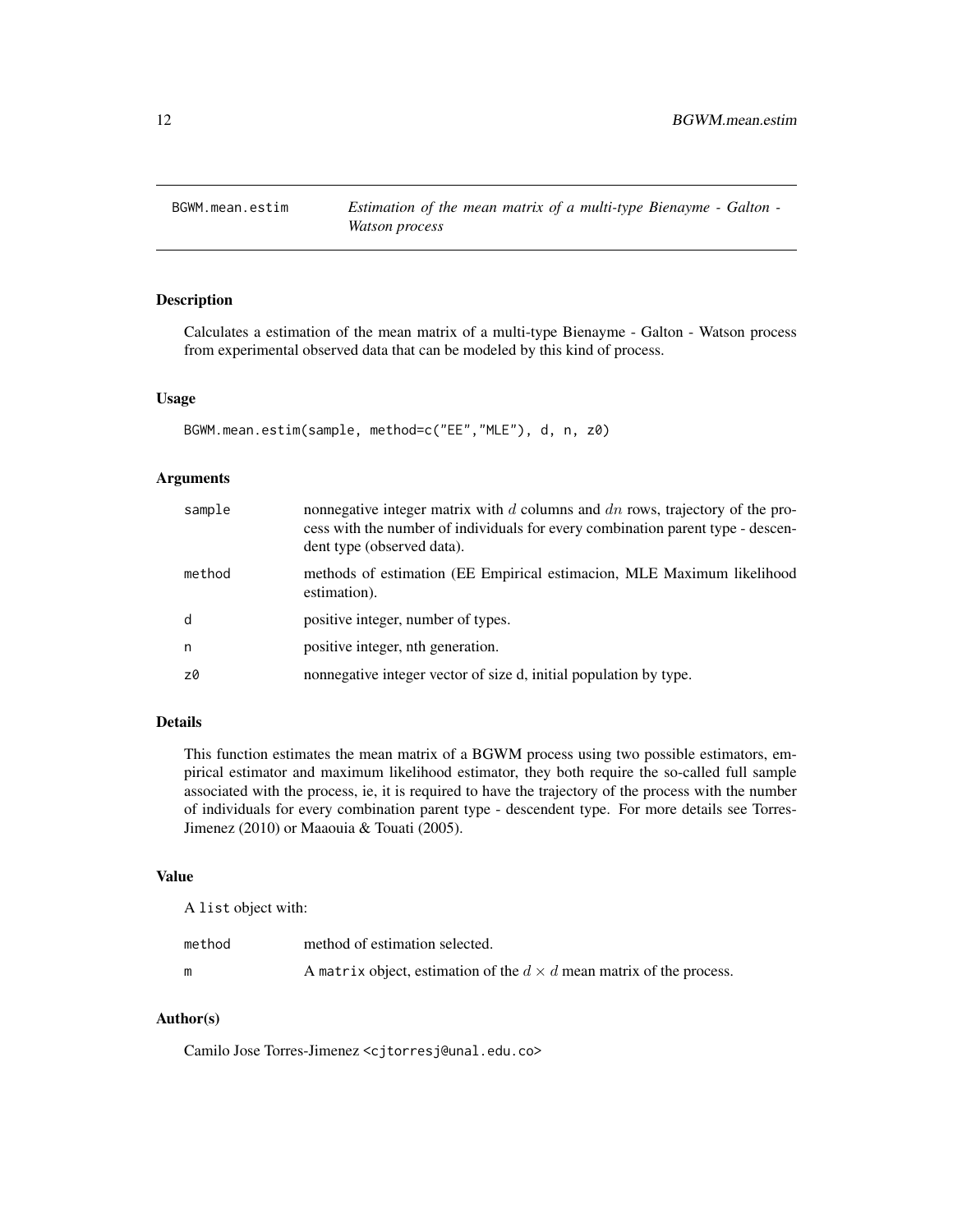## BGWM.mean.estim — *Estimation of the mean matrix of a multi-type Bienayme - Galton - Watson process*

### Description

Calculates a estimation of the mean matrix of a multi-type Bienayme - Galton - Watson process from experimental observed data that can be modeled by this kind of process.

### Usage

```
BGWM.mean.estim(sample, method=c("EE","MLE"), d, n, z0)
```

### Arguments

| | |
|---|---|
| sample | nonnegative integer matrix with $d$ columns and $dn$ rows, trajectory of the process with the number of individuals for every combination parent type - descendent type (observed data). |
| method | methods of estimation (EE Empirical estimacion, MLE Maximum likelihood estimation). |
| d | positive integer, number of types. |
| n | positive integer, nth generation. |
| z0 | nonnegative integer vector of size d, initial population by type. |

### Details

This function estimates the mean matrix of a BGWM process using two possible estimators, empirical estimator and maximum likelihood estimator, they both require the so-called full sample associated with the process, ie, it is required to have the trajectory of the process with the number of individuals for every combination parent type - descendent type. For more details see Torres-Jimenez (2010) or Maaouia & Touati (2005).

### Value

A `list` object with:

| | |
|---|---|
| method | method of estimation selected. |
| m | A `matrix` object, estimation of the $d \times d$ mean matrix of the process. |

### Author(s)

Camilo Jose Torres-Jimenez <cjtorresj@unal.edu.co>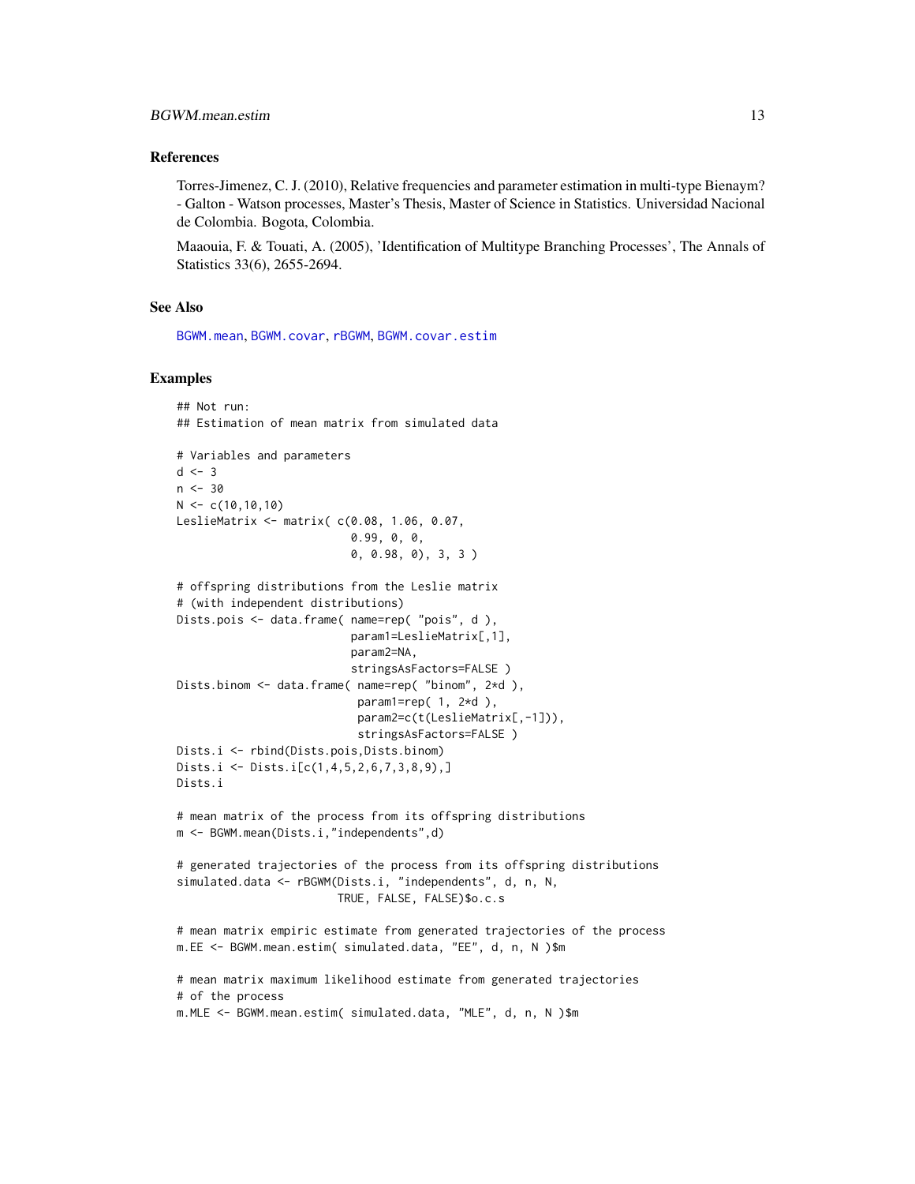### References

Torres-Jimenez, C. J. (2010), Relative frequencies and parameter estimation in multi-type Bienaym? - Galton - Watson processes, Master's Thesis, Master of Science in Statistics. Universidad Nacional de Colombia. Bogota, Colombia.

Maaouia, F. & Touati, A. (2005), 'Identification of Multitype Branching Processes', The Annals of Statistics 33(6), 2655-2694.

### See Also

BGWM.mean, BGWM.covar, rBGWM, BGWM.covar.estim

### Examples

```
## Not run:
## Estimation of mean matrix from simulated data

# Variables and parameters
d <- 3
n <- 30
N <- c(10,10,10)
LeslieMatrix <- matrix( c(0.08, 1.06, 0.07,
                          0.99, 0, 0,
                          0, 0.98, 0), 3, 3 )

# offspring distributions from the Leslie matrix
# (with independent distributions)
Dists.pois <- data.frame( name=rep( "pois", d ),
                          param1=LeslieMatrix[,1],
                          param2=NA,
                          stringsAsFactors=FALSE )
Dists.binom <- data.frame( name=rep( "binom", 2*d ),
                           param1=rep( 1, 2*d ),
                           param2=c(t(LeslieMatrix[,-1])),
                           stringsAsFactors=FALSE )
Dists.i <- rbind(Dists.pois,Dists.binom)
Dists.i <- Dists.i[c(1,4,5,2,6,7,3,8,9),]
Dists.i

# mean matrix of the process from its offspring distributions
m <- BGWM.mean(Dists.i,"independents",d)

# generated trajectories of the process from its offspring distributions
simulated.data <- rBGWM(Dists.i, "independents", d, n, N,
                        TRUE, FALSE, FALSE)$o.c.s

# mean matrix empiric estimate from generated trajectories of the process
m.EE <- BGWM.mean.estim( simulated.data, "EE", d, n, N )$m

# mean matrix maximum likelihood estimate from generated trajectories
# of the process
m.MLE <- BGWM.mean.estim( simulated.data, "MLE", d, n, N )$m
```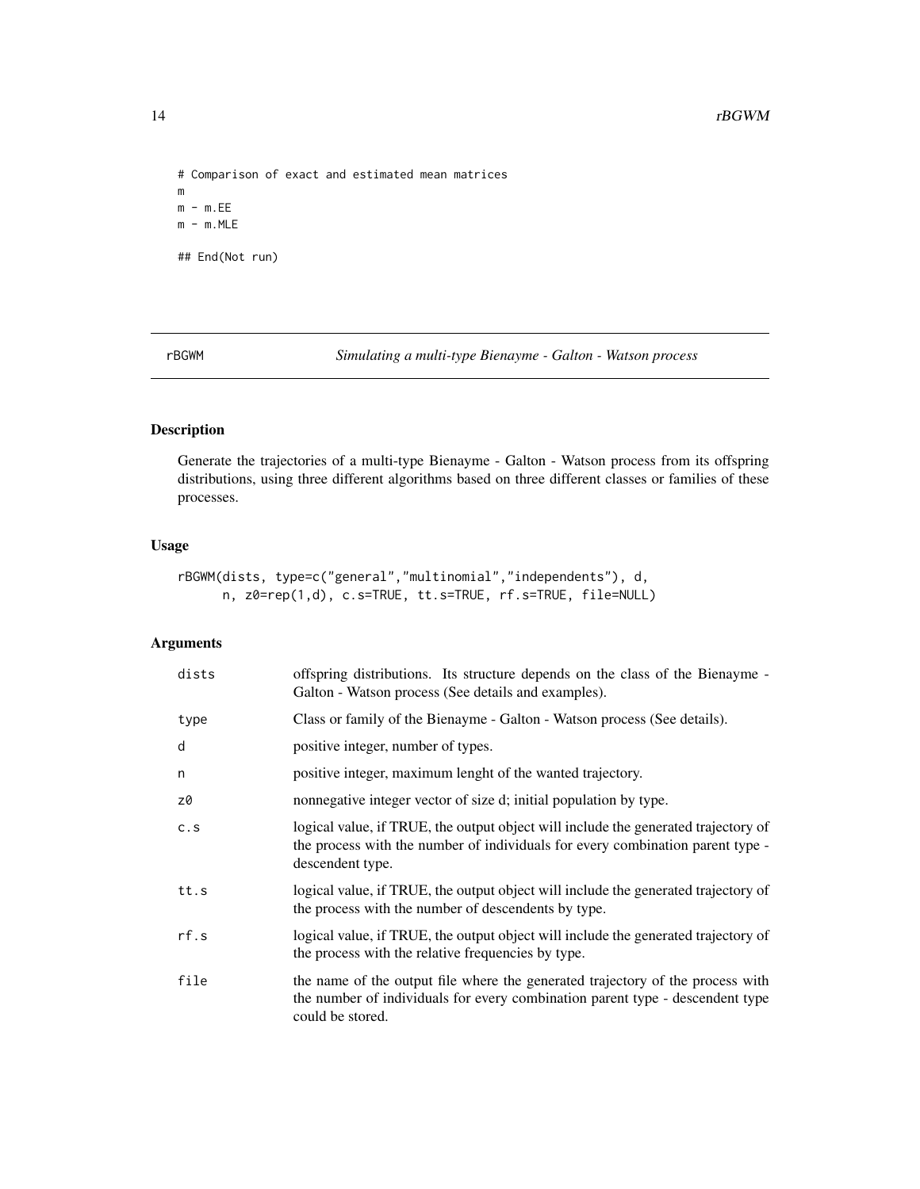```
# Comparison of exact and estimated mean matrices
m
m - m.EE
m - m.MLE

## End(Not run)
```

## rBGWM — *Simulating a multi-type Bienayme - Galton - Watson process*

### Description

Generate the trajectories of a multi-type Bienayme - Galton - Watson process from its offspring distributions, using three different algorithms based on three different classes or families of these processes.

### Usage

```
rBGWM(dists, type=c("general","multinomial","independents"), d,
      n, z0=rep(1,d), c.s=TRUE, tt.s=TRUE, rf.s=TRUE, file=NULL)
```

### Arguments

| | |
|---|---|
| dists | offspring distributions. Its structure depends on the class of the Bienayme - Galton - Watson process (See details and examples). |
| type | Class or family of the Bienayme - Galton - Watson process (See details). |
| d | positive integer, number of types. |
| n | positive integer, maximum lenght of the wanted trajectory. |
| z0 | nonnegative integer vector of size d; initial population by type. |
| c.s | logical value, if TRUE, the output object will include the generated trajectory of the process with the number of individuals for every combination parent type - descendent type. |
| tt.s | logical value, if TRUE, the output object will include the generated trajectory of the process with the number of descendents by type. |
| rf.s | logical value, if TRUE, the output object will include the generated trajectory of the process with the relative frequencies by type. |
| file | the name of the output file where the generated trajectory of the process with the number of individuals for every combination parent type - descendent type could be stored. |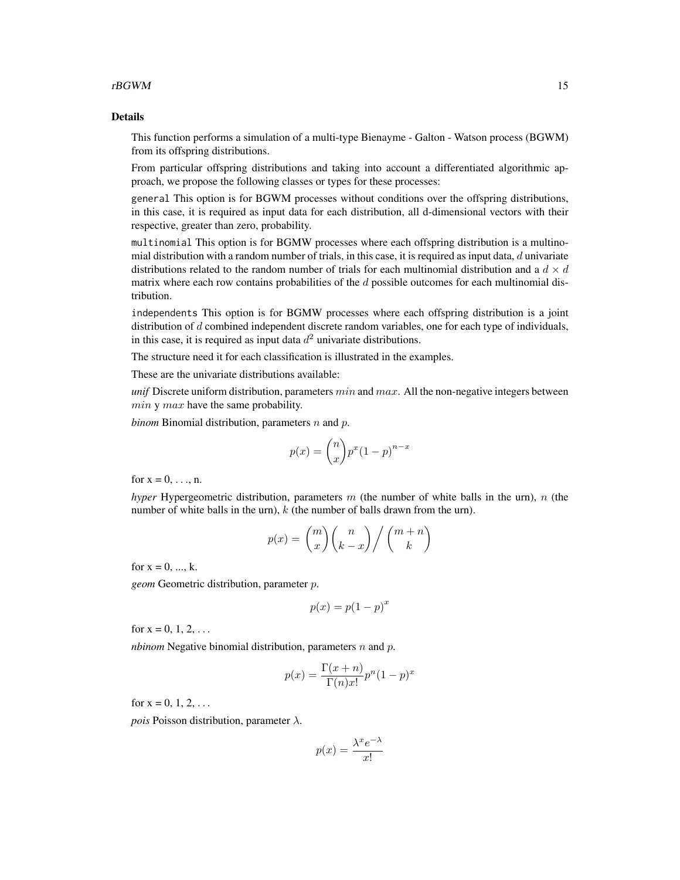## Details

This function performs a simulation of a multi-type Bienayme - Galton - Watson process (BGWM) from its offspring distributions.

From particular offspring distributions and taking into account a differentiated algorithmic approach, we propose the following classes or types for these processes:

`general` This option is for BGWM processes without conditions over the offspring distributions, in this case, it is required as input data for each distribution, all d-dimensional vectors with their respective, greater than zero, probability.

`multinomial` This option is for BGMW processes where each offspring distribution is a multinomial distribution with a random number of trials, in this case, it is required as input data, $d$ univariate distributions related to the random number of trials for each multinomial distribution and a $d \times d$ matrix where each row contains probabilities of the $d$ possible outcomes for each multinomial distribution.

`independents` This option is for BGMW processes where each offspring distribution is a joint distribution of $d$ combined independent discrete random variables, one for each type of individuals, in this case, it is required as input data $d^2$ univariate distributions.

The structure need it for each classification is illustrated in the examples.

These are the univariate distributions available:

*unif* Discrete uniform distribution, parameters $min$ and $max$. All the non-negative integers between $min$ y $max$ have the same probability.

*binom* Binomial distribution, parameters $n$ and $p$.

$$p(x) = \binom{n}{x} p^x (1-p)^{n-x}$$

for x = 0, . . ., n.

*hyper* Hypergeometric distribution, parameters $m$ (the number of white balls in the urn), $n$ (the number of white balls in the urn), $k$ (the number of balls drawn from the urn).

$$p(x) = \binom{m}{x}\binom{n}{k-x} \Big/ \binom{m+n}{k}$$

for x = 0, ..., k.

*geom* Geometric distribution, parameter $p$.

$$p(x) = p(1-p)^x$$

for x = 0, 1, 2, . . .

*nbinom* Negative binomial distribution, parameters $n$ and $p$.

$$p(x) = \frac{\Gamma(x+n)}{\Gamma(n)x!} p^n (1-p)^x$$

for x = 0, 1, 2, . . .

*pois* Poisson distribution, parameter $\lambda$.

$$p(x) = \frac{\lambda^x e^{-\lambda}}{x!}$$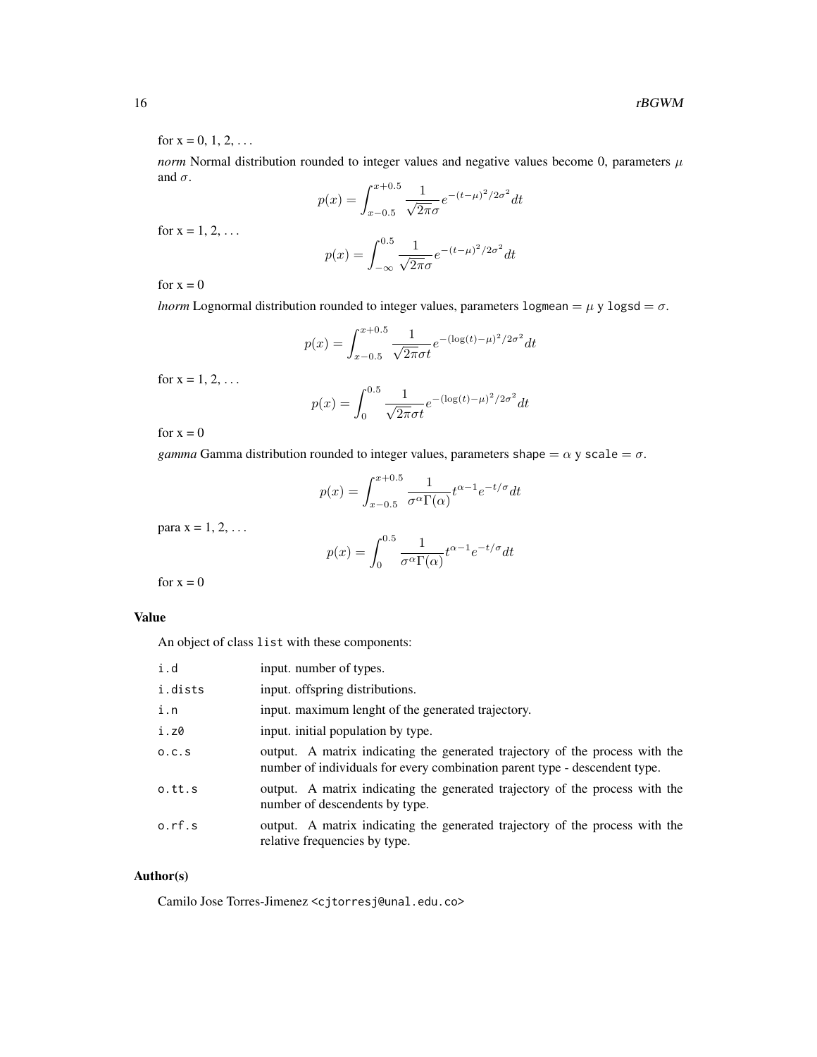for x = 0, 1, 2, . . .

*norm* Normal distribution rounded to integer values and negative values become 0, parameters $\mu$ and $\sigma$.

$$p(x) = \int_{x-0.5}^{x+0.5} \frac{1}{\sqrt{2\pi}\sigma} e^{-(t-\mu)^2/2\sigma^2} dt$$

for x = 1, 2, . . .

$$p(x) = \int_{-\infty}^{0.5} \frac{1}{\sqrt{2\pi}\sigma} e^{-(t-\mu)^2/2\sigma^2} dt$$

for x = 0

*lnorm* Lognormal distribution rounded to integer values, parameters `logmean` $= \mu$ y `logsd` $= \sigma$.

$$p(x) = \int_{x-0.5}^{x+0.5} \frac{1}{\sqrt{2\pi}\sigma t} e^{-(\log(t)-\mu)^2/2\sigma^2} dt$$

for x = 1, 2, . . .

$$p(x) = \int_{0}^{0.5} \frac{1}{\sqrt{2\pi}\sigma t} e^{-(\log(t)-\mu)^2/2\sigma^2} dt$$

for x = 0

*gamma* Gamma distribution rounded to integer values, parameters `shape` $= \alpha$ y `scale` $= \sigma$.

$$p(x) = \int_{x-0.5}^{x+0.5} \frac{1}{\sigma^\alpha \Gamma(\alpha)} t^{\alpha-1} e^{-t/\sigma} dt$$

para x = 1, 2, . . .

$$p(x) = \int_{0}^{0.5} \frac{1}{\sigma^\alpha \Gamma(\alpha)} t^{\alpha-1} e^{-t/\sigma} dt$$

for x = 0

## Value

An object of class `list` with these components:

| | |
|---|---|
| `i.d` | input. number of types. |
| `i.dists` | input. offspring distributions. |
| `i.n` | input. maximum lenght of the generated trajectory. |
| `i.z0` | input. initial population by type. |
| `o.c.s` | output. A matrix indicating the generated trajectory of the process with the number of individuals for every combination parent type - descendent type. |
| `o.tt.s` | output. A matrix indicating the generated trajectory of the process with the number of descendents by type. |
| `o.rf.s` | output. A matrix indicating the generated trajectory of the process with the relative frequencies by type. |

## Author(s)

Camilo Jose Torres-Jimenez <cjtorresj@unal.edu.co>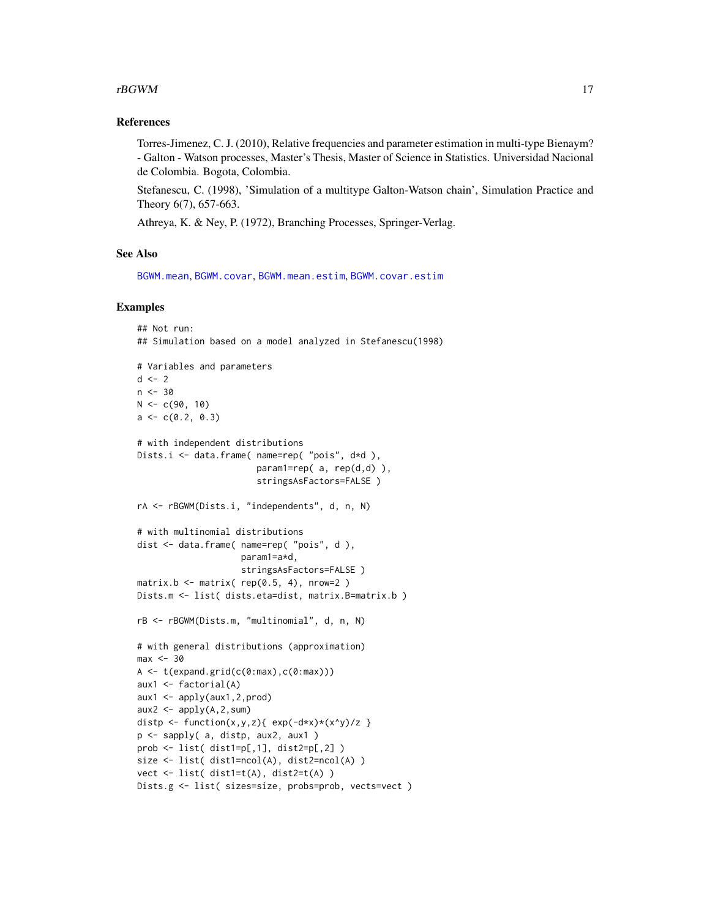## References

Torres-Jimenez, C. J. (2010), Relative frequencies and parameter estimation in multi-type Bienaym? - Galton - Watson processes, Master's Thesis, Master of Science in Statistics. Universidad Nacional de Colombia. Bogota, Colombia.

Stefanescu, C. (1998), 'Simulation of a multitype Galton-Watson chain', Simulation Practice and Theory 6(7), 657-663.

Athreya, K. & Ney, P. (1972), Branching Processes, Springer-Verlag.

## See Also

BGWM.mean, BGWM.covar, BGWM.mean.estim, BGWM.covar.estim

## Examples

```
## Not run:
## Simulation based on a model analyzed in Stefanescu(1998)

# Variables and parameters
d <- 2
n <- 30
N <- c(90, 10)
a <- c(0.2, 0.3)

# with independent distributions
Dists.i <- data.frame( name=rep( "pois", d*d ),
                       param1=rep( a, rep(d,d) ),
                       stringsAsFactors=FALSE )

rA <- rBGWM(Dists.i, "independents", d, n, N)

# with multinomial distributions
dist <- data.frame( name=rep( "pois", d ),
                    param1=a*d,
                    stringsAsFactors=FALSE )
matrix.b <- matrix( rep(0.5, 4), nrow=2 )
Dists.m <- list( dists.eta=dist, matrix.B=matrix.b )

rB <- rBGWM(Dists.m, "multinomial", d, n, N)

# with general distributions (approximation)
max <- 30
A <- t(expand.grid(c(0:max),c(0:max)))
aux1 <- factorial(A)
aux1 <- apply(aux1,2,prod)
aux2 <- apply(A,2,sum)
distp <- function(x,y,z){ exp(-d*x)*(x^y)/z }
p <- sapply( a, distp, aux2, aux1 )
prob <- list( dist1=p[,1], dist2=p[,2] )
size <- list( dist1=ncol(A), dist2=ncol(A) )
vect <- list( dist1=t(A), dist2=t(A) )
Dists.g <- list( sizes=size, probs=prob, vects=vect )
```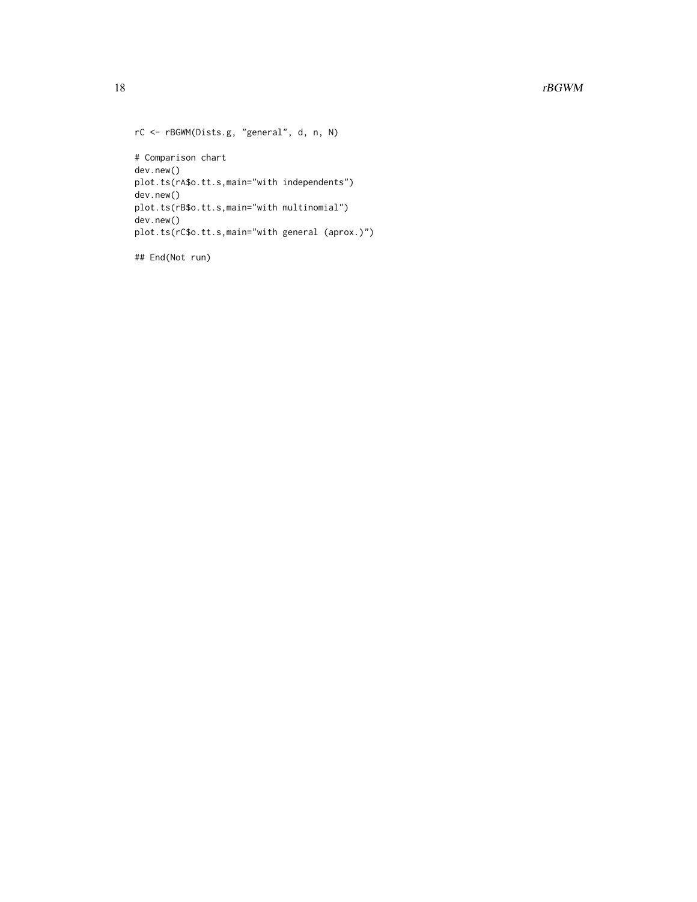```
rC <- rBGWM(Dists.g, "general", d, n, N)

# Comparison chart
dev.new()
plot.ts(rA$o.tt.s,main="with independents")
dev.new()
plot.ts(rB$o.tt.s,main="with multinomial")
dev.new()
plot.ts(rC$o.tt.s,main="with general (aprox.)")

## End(Not run)
```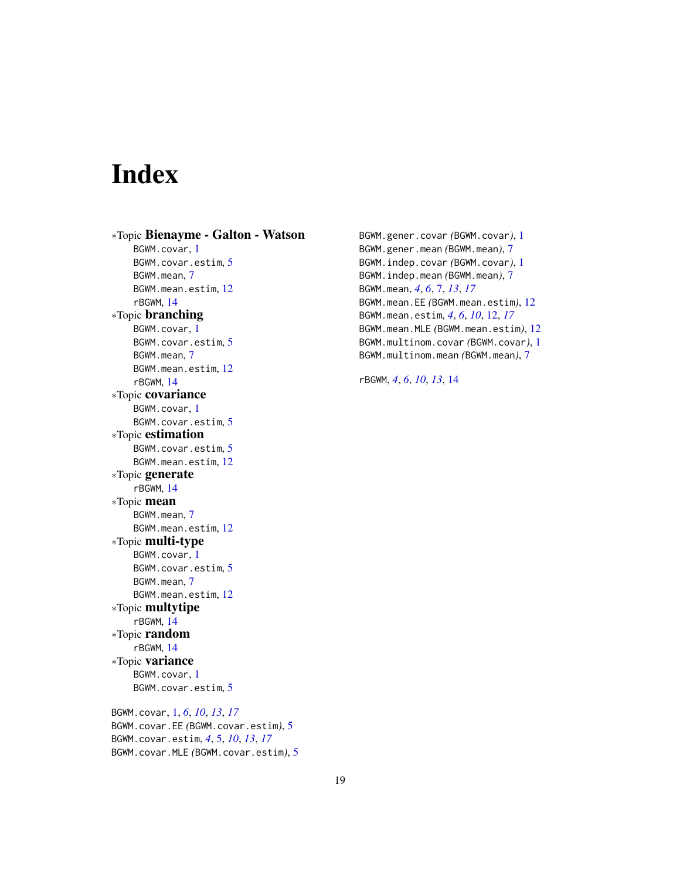# Index

∗Topic **Bienayme - Galton - Watson**
- BGWM.covar, 1
- BGWM.covar.estim, 5
- BGWM.mean, 7
- BGWM.mean.estim, 12
- rBGWM, 14

∗Topic **branching**
- BGWM.covar, 1
- BGWM.covar.estim, 5
- BGWM.mean, 7
- BGWM.mean.estim, 12
- rBGWM, 14

∗Topic **covariance**
- BGWM.covar, 1
- BGWM.covar.estim, 5

∗Topic **estimation**
- BGWM.covar.estim, 5
- BGWM.mean.estim, 12

∗Topic **generate**
- rBGWM, 14

∗Topic **mean**
- BGWM.mean, 7
- BGWM.mean.estim, 12

∗Topic **multi-type**
- BGWM.covar, 1
- BGWM.covar.estim, 5
- BGWM.mean, 7
- BGWM.mean.estim, 12

∗Topic **multytipe**
- rBGWM, 14

∗Topic **random**
- rBGWM, 14

∗Topic **variance**
- BGWM.covar, 1
- BGWM.covar.estim, 5

BGWM.covar, 1, *6*, *10*, *13*, *17*
BGWM.covar.EE *(*BGWM.covar.estim*)*, 5
BGWM.covar.estim, *4*, 5, *10*, *13*, *17*
BGWM.covar.MLE *(*BGWM.covar.estim*)*, 5
BGWM.gener.covar *(*BGWM.covar*)*, 1
BGWM.gener.mean *(*BGWM.mean*)*, 7
BGWM.indep.covar *(*BGWM.covar*)*, 1
BGWM.indep.mean *(*BGWM.mean*)*, 7
BGWM.mean, *4*, *6*, 7, *13*, *17*
BGWM.mean.EE *(*BGWM.mean.estim*)*, 12
BGWM.mean.estim, *4*, *6*, *10*, 12, *17*
BGWM.mean.MLE *(*BGWM.mean.estim*)*, 12
BGWM.multinom.covar *(*BGWM.covar*)*, 1
BGWM.multinom.mean *(*BGWM.mean*)*, 7

rBGWM, *4*, *6*, *10*, *13*, 14